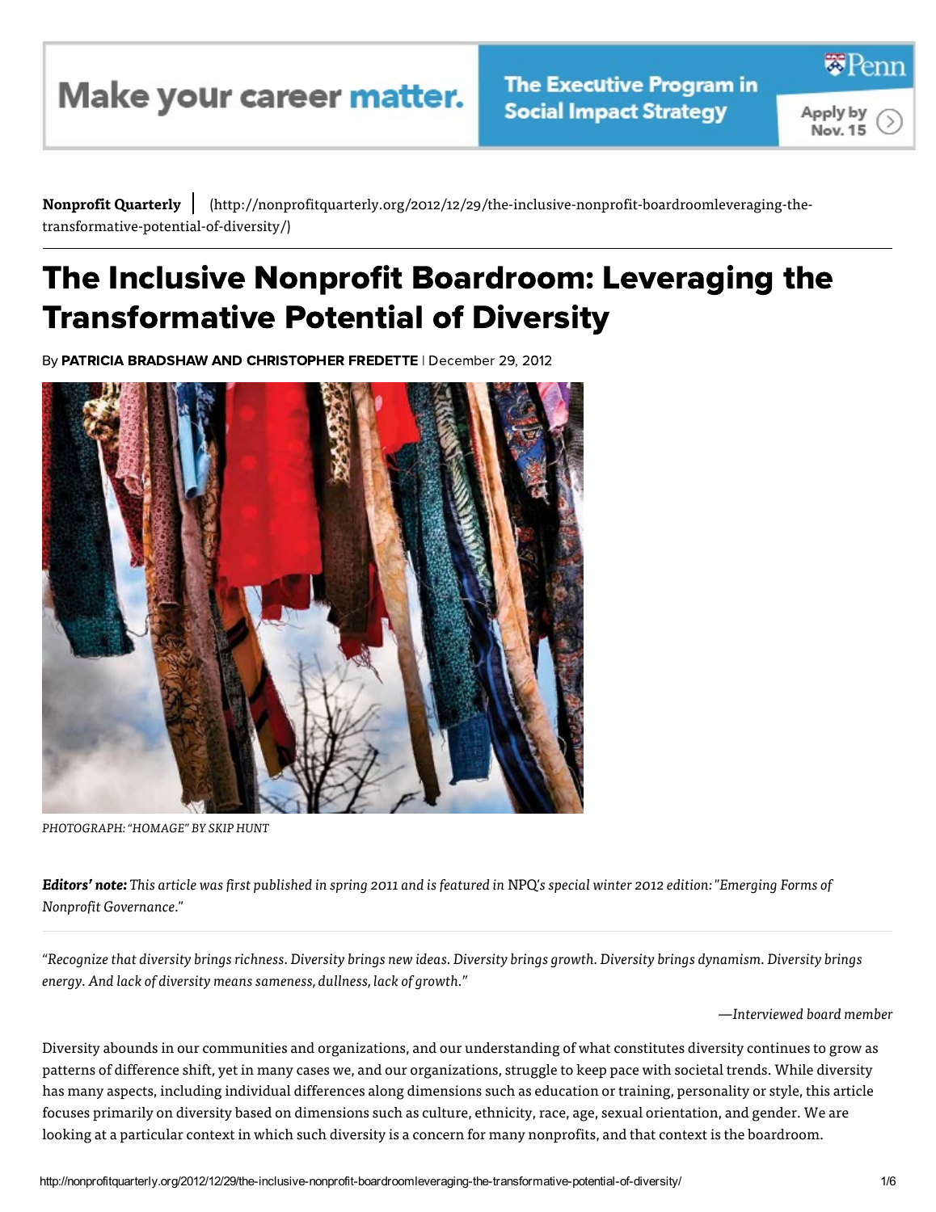**Nonprofit Quarterly** | (http://nonprofitquarterly.org/2012/12/29/the-inclusive-nonprofit-boardroomleveraging-the-transformative-potential-of-diversity/)

# The Inclusive Nonprofit Boardroom: Leveraging the Transformative Potential of Diversity

By **PATRICIA BRADSHAW AND CHRISTOPHER FREDETTE** | December 29, 2012

*PHOTOGRAPH: "HOMAGE" BY SKIP HUNT*

***Editors' note:*** *This article was first published in spring 2011 and is featured in* NPQ*'s special winter 2012 edition: "Emerging Forms of Nonprofit Governance."*

*"Recognize that diversity brings richness. Diversity brings new ideas. Diversity brings growth. Diversity brings dynamism. Diversity brings energy. And lack of diversity means sameness, dullness, lack of growth."*

*—Interviewed board member*

Diversity abounds in our communities and organizations, and our understanding of what constitutes diversity continues to grow as patterns of difference shift, yet in many cases we, and our organizations, struggle to keep pace with societal trends. While diversity has many aspects, including individual differences along dimensions such as education or training, personality or style, this article focuses primarily on diversity based on dimensions such as culture, ethnicity, race, age, sexual orientation, and gender. We are looking at a particular context in which such diversity is a concern for many nonprofits, and that context is the boardroom.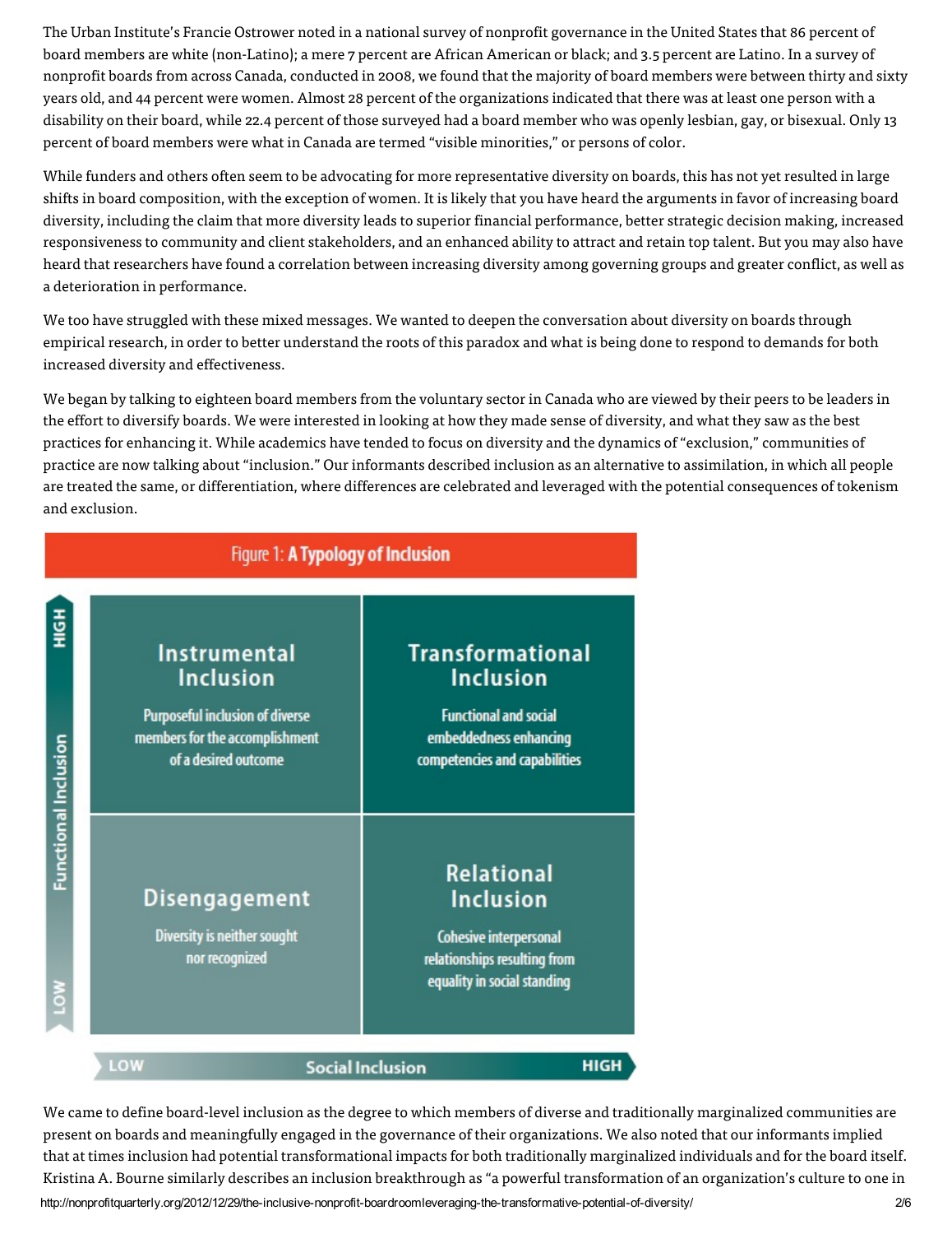The Urban Institute's Francie Ostrower noted in a national survey of nonprofit governance in the United States that 86 percent of board members are white (non-Latino); a mere 7 percent are African American or black; and 3.5 percent are Latino. In a survey of nonprofit boards from across Canada, conducted in 2008, we found that the majority of board members were between thirty and sixty years old, and 44 percent were women. Almost 28 percent of the organizations indicated that there was at least one person with a disability on their board, while 22.4 percent of those surveyed had a board member who was openly lesbian, gay, or bisexual. Only 13 percent of board members were what in Canada are termed "visible minorities," or persons of color.

While funders and others often seem to be advocating for more representative diversity on boards, this has not yet resulted in large shifts in board composition, with the exception of women. It is likely that you have heard the arguments in favor of increasing board diversity, including the claim that more diversity leads to superior financial performance, better strategic decision making, increased responsiveness to community and client stakeholders, and an enhanced ability to attract and retain top talent. But you may also have heard that researchers have found a correlation between increasing diversity among governing groups and greater conflict, as well as a deterioration in performance.

We too have struggled with these mixed messages. We wanted to deepen the conversation about diversity on boards through empirical research, in order to better understand the roots of this paradox and what is being done to respond to demands for both increased diversity and effectiveness.

We began by talking to eighteen board members from the voluntary sector in Canada who are viewed by their peers to be leaders in the effort to diversify boards. We were interested in looking at how they made sense of diversity, and what they saw as the best practices for enhancing it. While academics have tended to focus on diversity and the dynamics of "exclusion," communities of practice are now talking about "inclusion." Our informants described inclusion as an alternative to assimilation, in which all people are treated the same, or differentiation, where differences are celebrated and leveraged with the potential consequences of tokenism and exclusion.

**Figure 1: A Typology of Inclusion**

| Functional Inclusion ↓ / Social Inclusion → | LOW | HIGH |
|---|---|---|
| **HIGH** | **Instrumental Inclusion**: Purposeful inclusion of diverse members for the accomplishment of a desired outcome | **Transformational Inclusion**: Functional and social embeddedness enhancing competencies and capabilities |
| **LOW** | **Disengagement**: Diversity is neither sought nor recognized | **Relational Inclusion**: Cohesive interpersonal relationships resulting from equality in social standing |

We came to define board-level inclusion as the degree to which members of diverse and traditionally marginalized communities are present on boards and meaningfully engaged in the governance of their organizations. We also noted that our informants implied that at times inclusion had potential transformational impacts for both traditionally marginalized individuals and for the board itself. Kristina A. Bourne similarly describes an inclusion breakthrough as "a powerful transformation of an organization's culture to one in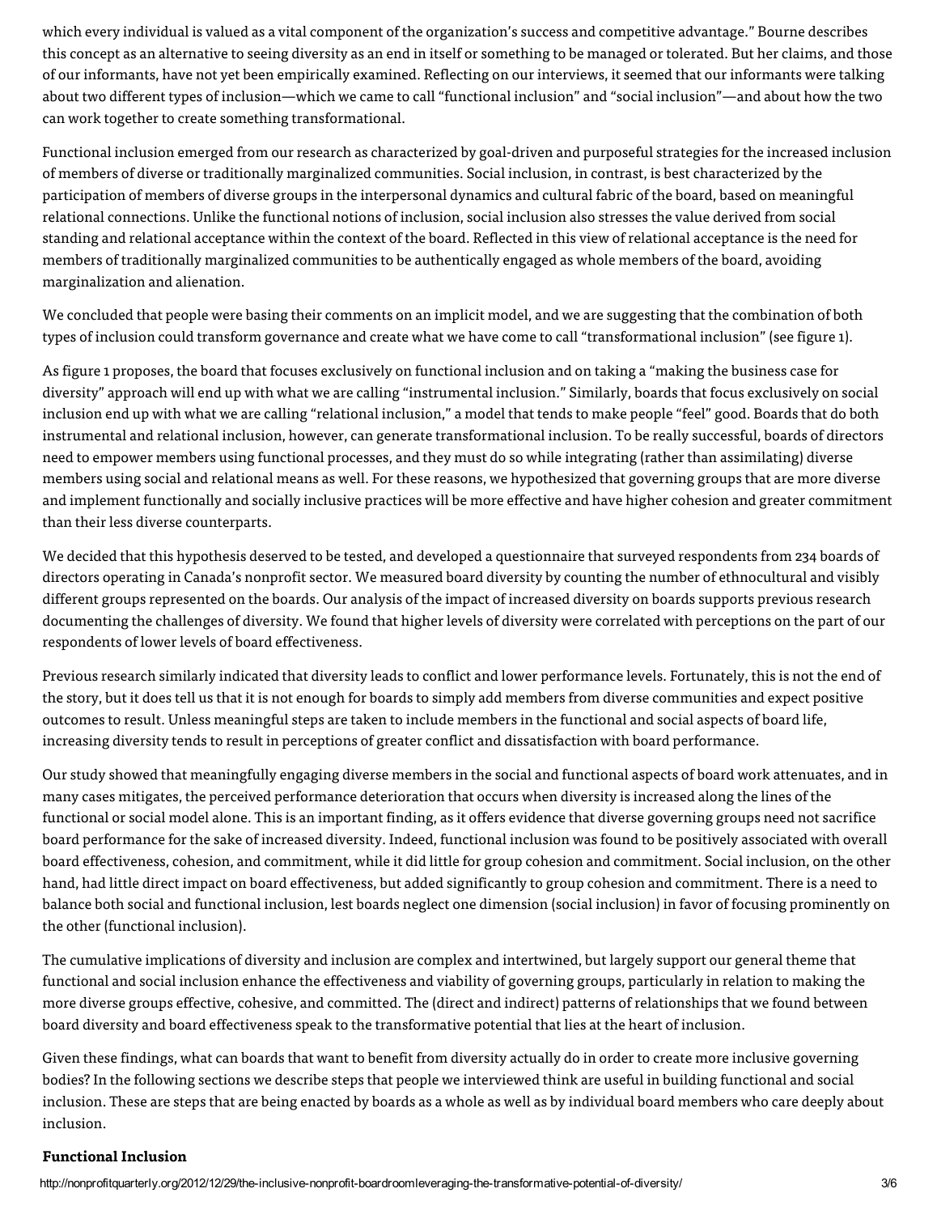which every individual is valued as a vital component of the organization's success and competitive advantage." Bourne describes this concept as an alternative to seeing diversity as an end in itself or something to be managed or tolerated. But her claims, and those of our informants, have not yet been empirically examined. Reflecting on our interviews, it seemed that our informants were talking about two different types of inclusion—which we came to call "functional inclusion" and "social inclusion"—and about how the two can work together to create something transformational.

Functional inclusion emerged from our research as characterized by goal-driven and purposeful strategies for the increased inclusion of members of diverse or traditionally marginalized communities. Social inclusion, in contrast, is best characterized by the participation of members of diverse groups in the interpersonal dynamics and cultural fabric of the board, based on meaningful relational connections. Unlike the functional notions of inclusion, social inclusion also stresses the value derived from social standing and relational acceptance within the context of the board. Reflected in this view of relational acceptance is the need for members of traditionally marginalized communities to be authentically engaged as whole members of the board, avoiding marginalization and alienation.

We concluded that people were basing their comments on an implicit model, and we are suggesting that the combination of both types of inclusion could transform governance and create what we have come to call "transformational inclusion" (see figure 1).

As figure 1 proposes, the board that focuses exclusively on functional inclusion and on taking a "making the business case for diversity" approach will end up with what we are calling "instrumental inclusion." Similarly, boards that focus exclusively on social inclusion end up with what we are calling "relational inclusion," a model that tends to make people "feel" good. Boards that do both instrumental and relational inclusion, however, can generate transformational inclusion. To be really successful, boards of directors need to empower members using functional processes, and they must do so while integrating (rather than assimilating) diverse members using social and relational means as well. For these reasons, we hypothesized that governing groups that are more diverse and implement functionally and socially inclusive practices will be more effective and have higher cohesion and greater commitment than their less diverse counterparts.

We decided that this hypothesis deserved to be tested, and developed a questionnaire that surveyed respondents from 234 boards of directors operating in Canada's nonprofit sector. We measured board diversity by counting the number of ethnocultural and visibly different groups represented on the boards. Our analysis of the impact of increased diversity on boards supports previous research documenting the challenges of diversity. We found that higher levels of diversity were correlated with perceptions on the part of our respondents of lower levels of board effectiveness.

Previous research similarly indicated that diversity leads to conflict and lower performance levels. Fortunately, this is not the end of the story, but it does tell us that it is not enough for boards to simply add members from diverse communities and expect positive outcomes to result. Unless meaningful steps are taken to include members in the functional and social aspects of board life, increasing diversity tends to result in perceptions of greater conflict and dissatisfaction with board performance.

Our study showed that meaningfully engaging diverse members in the social and functional aspects of board work attenuates, and in many cases mitigates, the perceived performance deterioration that occurs when diversity is increased along the lines of the functional or social model alone. This is an important finding, as it offers evidence that diverse governing groups need not sacrifice board performance for the sake of increased diversity. Indeed, functional inclusion was found to be positively associated with overall board effectiveness, cohesion, and commitment, while it did little for group cohesion and commitment. Social inclusion, on the other hand, had little direct impact on board effectiveness, but added significantly to group cohesion and commitment. There is a need to balance both social and functional inclusion, lest boards neglect one dimension (social inclusion) in favor of focusing prominently on the other (functional inclusion).

The cumulative implications of diversity and inclusion are complex and intertwined, but largely support our general theme that functional and social inclusion enhance the effectiveness and viability of governing groups, particularly in relation to making the more diverse groups effective, cohesive, and committed. The (direct and indirect) patterns of relationships that we found between board diversity and board effectiveness speak to the transformative potential that lies at the heart of inclusion.

Given these findings, what can boards that want to benefit from diversity actually do in order to create more inclusive governing bodies? In the following sections we describe steps that people we interviewed think are useful in building functional and social inclusion. These are steps that are being enacted by boards as a whole as well as by individual board members who care deeply about inclusion.

**Functional Inclusion**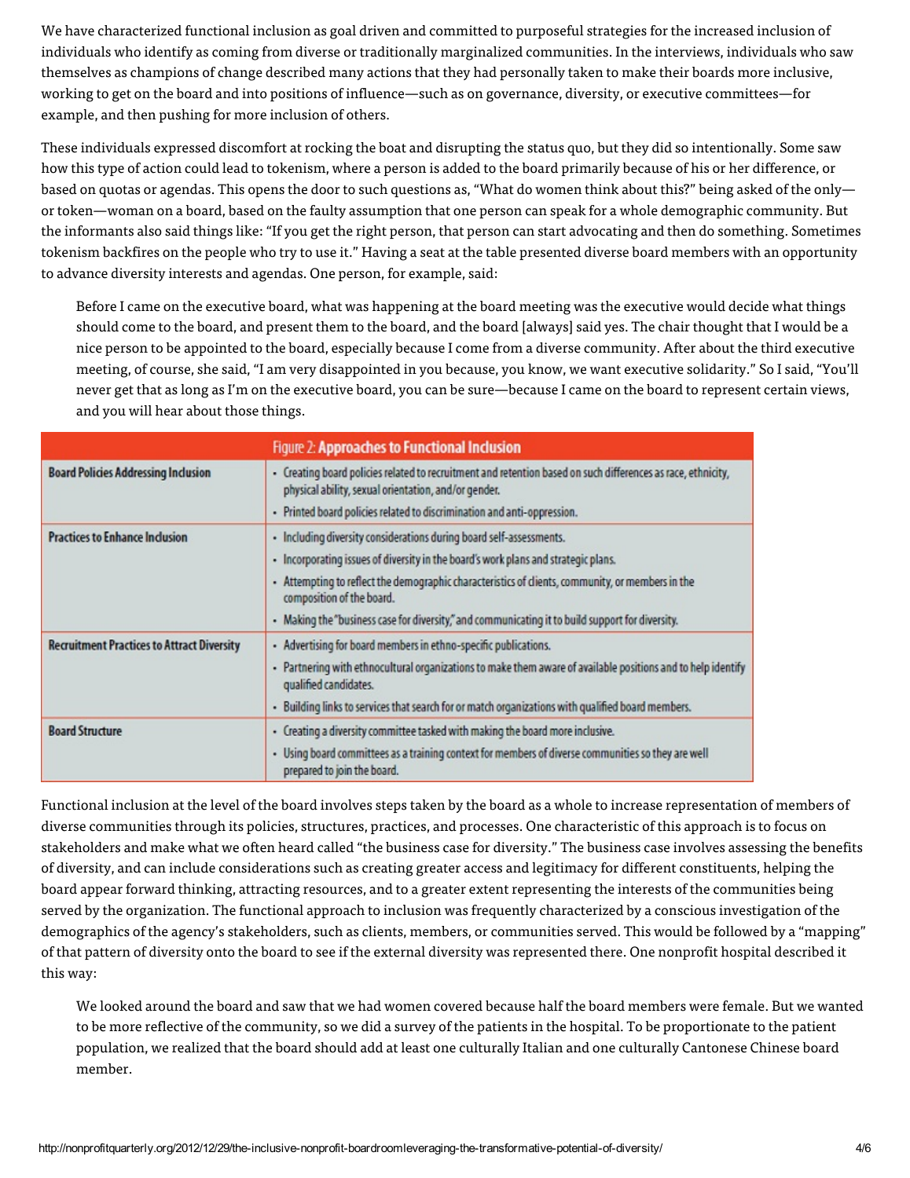We have characterized functional inclusion as goal driven and committed to purposeful strategies for the increased inclusion of individuals who identify as coming from diverse or traditionally marginalized communities. In the interviews, individuals who saw themselves as champions of change described many actions that they had personally taken to make their boards more inclusive, working to get on the board and into positions of influence—such as on governance, diversity, or executive committees—for example, and then pushing for more inclusion of others.

These individuals expressed discomfort at rocking the boat and disrupting the status quo, but they did so intentionally. Some saw how this type of action could lead to tokenism, where a person is added to the board primarily because of his or her difference, or based on quotas or agendas. This opens the door to such questions as, "What do women think about this?" being asked of the only—or token—woman on a board, based on the faulty assumption that one person can speak for a whole demographic community. But the informants also said things like: "If you get the right person, that person can start advocating and then do something. Sometimes tokenism backfires on the people who try to use it." Having a seat at the table presented diverse board members with an opportunity to advance diversity interests and agendas. One person, for example, said:

> Before I came on the executive board, what was happening at the board meeting was the executive would decide what things should come to the board, and present them to the board, and the board [always] said yes. The chair thought that I would be a nice person to be appointed to the board, especially because I come from a diverse community. After about the third executive meeting, of course, she said, "I am very disappointed in you because, you know, we want executive solidarity." So I said, "You'll never get that as long as I'm on the executive board, you can be sure—because I came on the board to represent certain views, and you will hear about those things.

**Figure 2: Approaches to Functional Inclusion**

| | |
|---|---|
| **Board Policies Addressing Inclusion** | • Creating board policies related to recruitment and retention based on such differences as race, ethnicity, physical ability, sexual orientation, and/or gender.<br>• Printed board policies related to discrimination and anti-oppression. |
| **Practices to Enhance Inclusion** | • Including diversity considerations during board self-assessments.<br>• Incorporating issues of diversity in the board's work plans and strategic plans.<br>• Attempting to reflect the demographic characteristics of clients, community, or members in the composition of the board.<br>• Making the "business case for diversity," and communicating it to build support for diversity. |
| **Recruitment Practices to Attract Diversity** | • Advertising for board members in ethno-specific publications.<br>• Partnering with ethnocultural organizations to make them aware of available positions and to help identify qualified candidates.<br>• Building links to services that search for or match organizations with qualified board members. |
| **Board Structure** | • Creating a diversity committee tasked with making the board more inclusive.<br>• Using board committees as a training context for members of diverse communities so they are well prepared to join the board. |

Functional inclusion at the level of the board involves steps taken by the board as a whole to increase representation of members of diverse communities through its policies, structures, practices, and processes. One characteristic of this approach is to focus on stakeholders and make what we often heard called "the business case for diversity." The business case involves assessing the benefits of diversity, and can include considerations such as creating greater access and legitimacy for different constituents, helping the board appear forward thinking, attracting resources, and to a greater extent representing the interests of the communities being served by the organization. The functional approach to inclusion was frequently characterized by a conscious investigation of the demographics of the agency's stakeholders, such as clients, members, or communities served. This would be followed by a "mapping" of that pattern of diversity onto the board to see if the external diversity was represented there. One nonprofit hospital described it this way:

> We looked around the board and saw that we had women covered because half the board members were female. But we wanted to be more reflective of the community, so we did a survey of the patients in the hospital. To be proportionate to the patient population, we realized that the board should add at least one culturally Italian and one culturally Cantonese Chinese board member.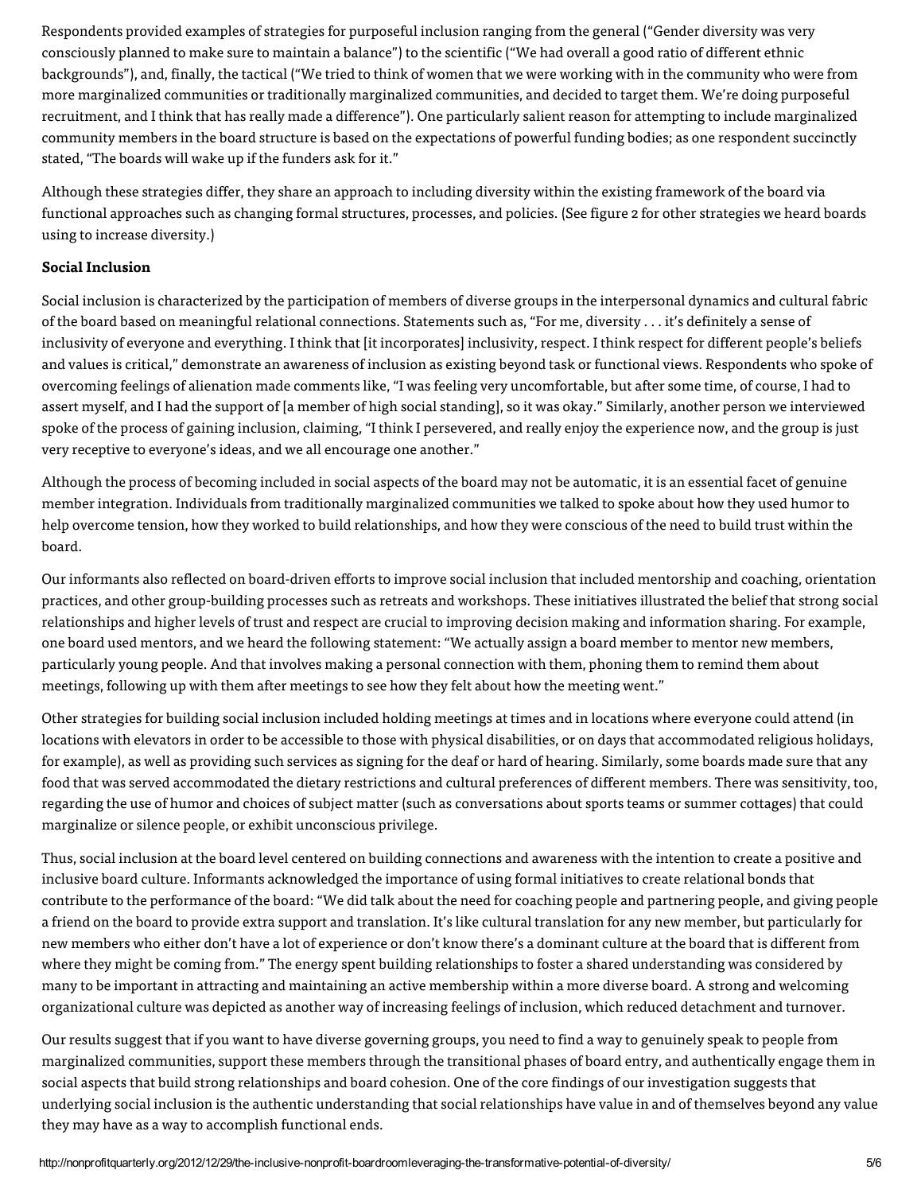Respondents provided examples of strategies for purposeful inclusion ranging from the general ("Gender diversity was very consciously planned to make sure to maintain a balance") to the scientific ("We had overall a good ratio of different ethnic backgrounds"), and, finally, the tactical ("We tried to think of women that we were working with in the community who were from more marginalized communities or traditionally marginalized communities, and decided to target them. We're doing purposeful recruitment, and I think that has really made a difference"). One particularly salient reason for attempting to include marginalized community members in the board structure is based on the expectations of powerful funding bodies; as one respondent succinctly stated, "The boards will wake up if the funders ask for it."

Although these strategies differ, they share an approach to including diversity within the existing framework of the board via functional approaches such as changing formal structures, processes, and policies. (See figure 2 for other strategies we heard boards using to increase diversity.)

**Social Inclusion**

Social inclusion is characterized by the participation of members of diverse groups in the interpersonal dynamics and cultural fabric of the board based on meaningful relational connections. Statements such as, "For me, diversity . . . it's definitely a sense of inclusivity of everyone and everything. I think that [it incorporates] inclusivity, respect. I think respect for different people's beliefs and values is critical," demonstrate an awareness of inclusion as existing beyond task or functional views. Respondents who spoke of overcoming feelings of alienation made comments like, "I was feeling very uncomfortable, but after some time, of course, I had to assert myself, and I had the support of [a member of high social standing], so it was okay." Similarly, another person we interviewed spoke of the process of gaining inclusion, claiming, "I think I persevered, and really enjoy the experience now, and the group is just very receptive to everyone's ideas, and we all encourage one another."

Although the process of becoming included in social aspects of the board may not be automatic, it is an essential facet of genuine member integration. Individuals from traditionally marginalized communities we talked to spoke about how they used humor to help overcome tension, how they worked to build relationships, and how they were conscious of the need to build trust within the board.

Our informants also reflected on board-driven efforts to improve social inclusion that included mentorship and coaching, orientation practices, and other group-building processes such as retreats and workshops. These initiatives illustrated the belief that strong social relationships and higher levels of trust and respect are crucial to improving decision making and information sharing. For example, one board used mentors, and we heard the following statement: "We actually assign a board member to mentor new members, particularly young people. And that involves making a personal connection with them, phoning them to remind them about meetings, following up with them after meetings to see how they felt about how the meeting went."

Other strategies for building social inclusion included holding meetings at times and in locations where everyone could attend (in locations with elevators in order to be accessible to those with physical disabilities, or on days that accommodated religious holidays, for example), as well as providing such services as signing for the deaf or hard of hearing. Similarly, some boards made sure that any food that was served accommodated the dietary restrictions and cultural preferences of different members. There was sensitivity, too, regarding the use of humor and choices of subject matter (such as conversations about sports teams or summer cottages) that could marginalize or silence people, or exhibit unconscious privilege.

Thus, social inclusion at the board level centered on building connections and awareness with the intention to create a positive and inclusive board culture. Informants acknowledged the importance of using formal initiatives to create relational bonds that contribute to the performance of the board: "We did talk about the need for coaching people and partnering people, and giving people a friend on the board to provide extra support and translation. It's like cultural translation for any new member, but particularly for new members who either don't have a lot of experience or don't know there's a dominant culture at the board that is different from where they might be coming from." The energy spent building relationships to foster a shared understanding was considered by many to be important in attracting and maintaining an active membership within a more diverse board. A strong and welcoming organizational culture was depicted as another way of increasing feelings of inclusion, which reduced detachment and turnover.

Our results suggest that if you want to have diverse governing groups, you need to find a way to genuinely speak to people from marginalized communities, support these members through the transitional phases of board entry, and authentically engage them in social aspects that build strong relationships and board cohesion. One of the core findings of our investigation suggests that underlying social inclusion is the authentic understanding that social relationships have value in and of themselves beyond any value they may have as a way to accomplish functional ends.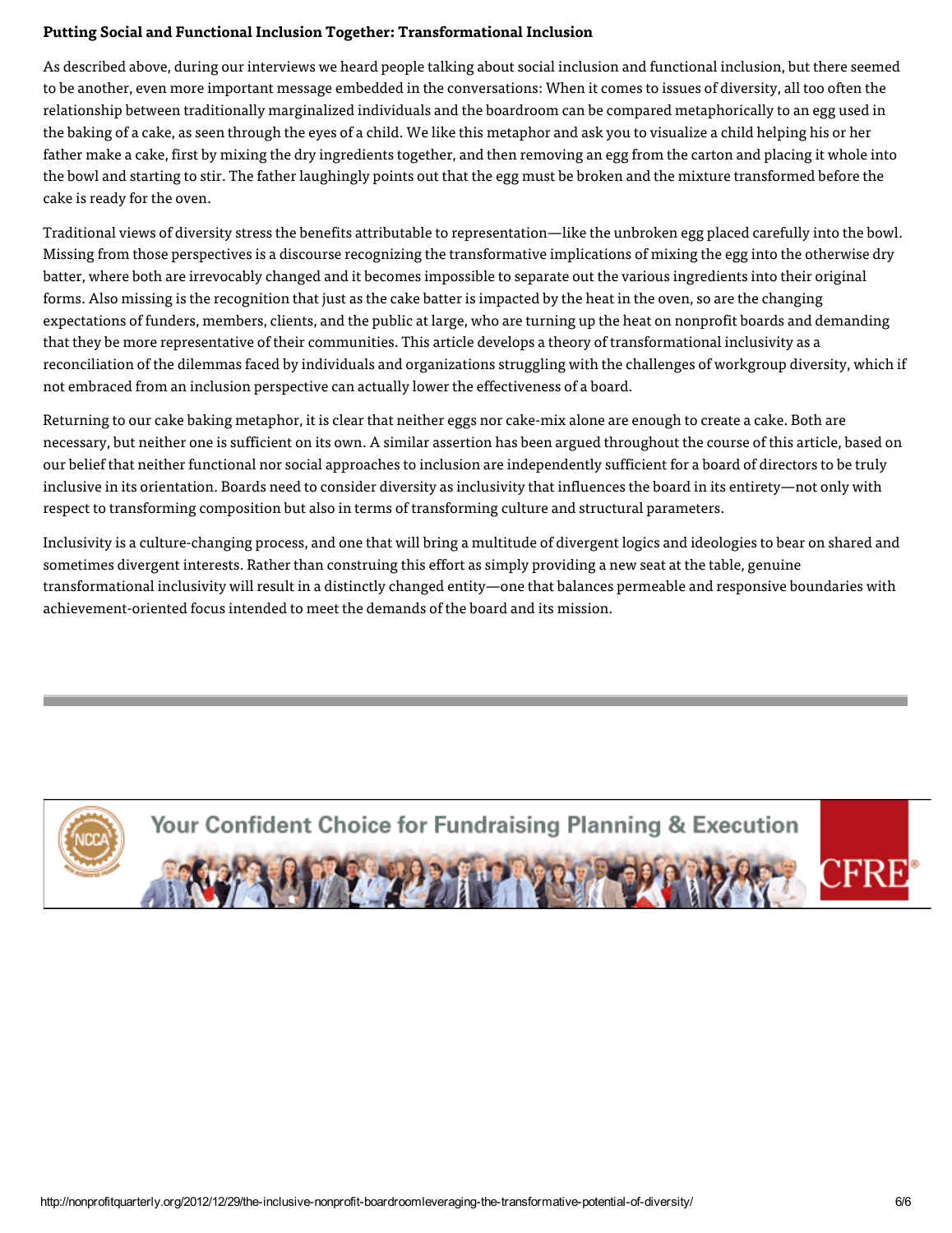### Putting Social and Functional Inclusion Together: Transformational Inclusion

As described above, during our interviews we heard people talking about social inclusion and functional inclusion, but there seemed to be another, even more important message embedded in the conversations: When it comes to issues of diversity, all too often the relationship between traditionally marginalized individuals and the boardroom can be compared metaphorically to an egg used in the baking of a cake, as seen through the eyes of a child. We like this metaphor and ask you to visualize a child helping his or her father make a cake, first by mixing the dry ingredients together, and then removing an egg from the carton and placing it whole into the bowl and starting to stir. The father laughingly points out that the egg must be broken and the mixture transformed before the cake is ready for the oven.

Traditional views of diversity stress the benefits attributable to representation—like the unbroken egg placed carefully into the bowl. Missing from those perspectives is a discourse recognizing the transformative implications of mixing the egg into the otherwise dry batter, where both are irrevocably changed and it becomes impossible to separate out the various ingredients into their original forms. Also missing is the recognition that just as the cake batter is impacted by the heat in the oven, so are the changing expectations of funders, members, clients, and the public at large, who are turning up the heat on nonprofit boards and demanding that they be more representative of their communities. This article develops a theory of transformational inclusivity as a reconciliation of the dilemmas faced by individuals and organizations struggling with the challenges of workgroup diversity, which if not embraced from an inclusion perspective can actually lower the effectiveness of a board.

Returning to our cake baking metaphor, it is clear that neither eggs nor cake-mix alone are enough to create a cake. Both are necessary, but neither one is sufficient on its own. A similar assertion has been argued throughout the course of this article, based on our belief that neither functional nor social approaches to inclusion are independently sufficient for a board of directors to be truly inclusive in its orientation. Boards need to consider diversity as inclusivity that influences the board in its entirety—not only with respect to transforming composition but also in terms of transforming culture and structural parameters.

Inclusivity is a culture-changing process, and one that will bring a multitude of divergent logics and ideologies to bear on shared and sometimes divergent interests. Rather than construing this effort as simply providing a new seat at the table, genuine transformational inclusivity will result in a distinctly changed entity—one that balances permeable and responsive boundaries with achievement-oriented focus intended to meet the demands of the board and its mission.

Your Confident Choice for Fundraising Planning & Execution

CFRE®